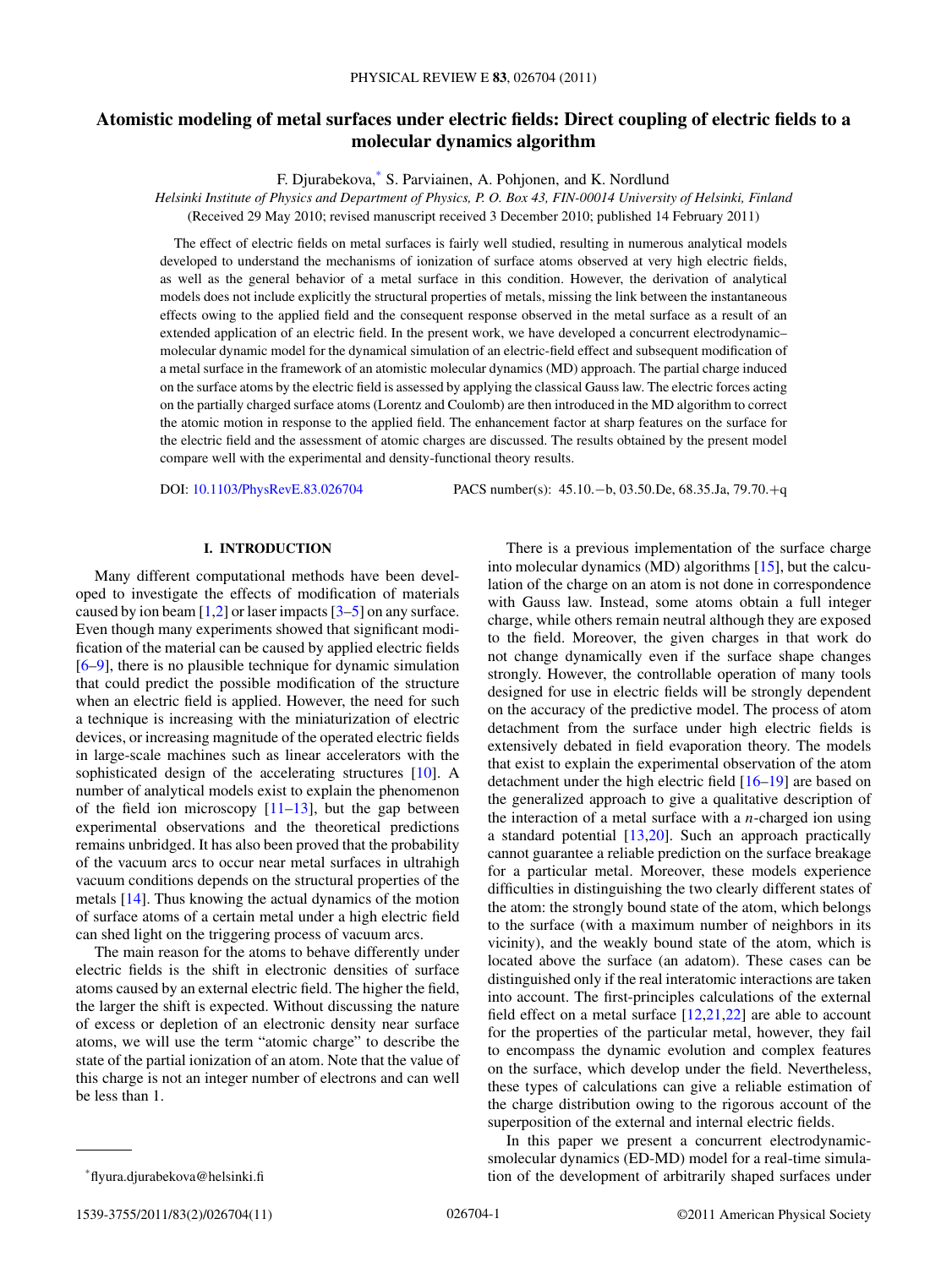# Atomistic modeling of metal surfaces under electric fields: Direct coupling of electric fields to a molecular dynamics algorithm

F. Djurabekova,[*] S. Parviainen, A. Pohjonen, and K. Nordlund

*Helsinki Institute of Physics and Department of Physics, P. O. Box 43, FIN-00014 University of Helsinki, Finland*

(Received 29 May 2010; revised manuscript received 3 December 2010; published 14 February 2011)

The effect of electric fields on metal surfaces is fairly well studied, resulting in numerous analytical models developed to understand the mechanisms of ionization of surface atoms observed at very high electric fields, as well as the general behavior of a metal surface in this condition. However, the derivation of analytical models does not include explicitly the structural properties of metals, missing the link between the instantaneous effects owing to the applied field and the consequent response observed in the metal surface as a result of an extended application of an electric field. In the present work, we have developed a concurrent electrodynamic–molecular dynamic model for the dynamical simulation of an electric-field effect and subsequent modification of a metal surface in the framework of an atomistic molecular dynamics (MD) approach. The partial charge induced on the surface atoms by the electric field is assessed by applying the classical Gauss law. The electric forces acting on the partially charged surface atoms (Lorentz and Coulomb) are then introduced in the MD algorithm to correct the atomic motion in response to the applied field. The enhancement factor at sharp features on the surface for the electric field and the assessment of atomic charges are discussed. The results obtained by the present model compare well with the experimental and density-functional theory results.

DOI: 10.1103/PhysRevE.83.026704 PACS number(s): 45.10.−b, 03.50.De, 68.35.Ja, 79.70.+q

## I. INTRODUCTION

Many different computational methods have been developed to investigate the effects of modification of materials caused by ion beam [1,2] or laser impacts [3–5] on any surface. Even though many experiments showed that significant modification of the material can be caused by applied electric fields [6–9], there is no plausible technique for dynamic simulation that could predict the possible modification of the structure when an electric field is applied. However, the need for such a technique is increasing with the miniaturization of electric devices, or increasing magnitude of the operated electric fields in large-scale machines such as linear accelerators with the sophisticated design of the accelerating structures [10]. A number of analytical models exist to explain the phenomenon of the field ion microscopy [11–13], but the gap between experimental observations and the theoretical predictions remains unbridged. It has also been proved that the probability of the vacuum arcs to occur near metal surfaces in ultrahigh vacuum conditions depends on the structural properties of the metals [14]. Thus knowing the actual dynamics of the motion of surface atoms of a certain metal under a high electric field can shed light on the triggering process of vacuum arcs.

The main reason for the atoms to behave differently under electric fields is the shift in electronic densities of surface atoms caused by an external electric field. The higher the field, the larger the shift is expected. Without discussing the nature of excess or depletion of an electronic density near surface atoms, we will use the term "atomic charge" to describe the state of the partial ionization of an atom. Note that the value of this charge is not an integer number of electrons and can well be less than 1.

There is a previous implementation of the surface charge into molecular dynamics (MD) algorithms [15], but the calculation of the charge on an atom is not done in correspondence with Gauss law. Instead, some atoms obtain a full integer charge, while others remain neutral although they are exposed to the field. Moreover, the given charges in that work do not change dynamically even if the surface shape changes strongly. However, the controllable operation of many tools designed for use in electric fields will be strongly dependent on the accuracy of the predictive model. The process of atom detachment from the surface under high electric fields is extensively debated in field evaporation theory. The models that exist to explain the experimental observation of the atom detachment under the high electric field [16–19] are based on the generalized approach to give a qualitative description of the interaction of a metal surface with a $n$-charged ion using a standard potential [13,20]. Such an approach practically cannot guarantee a reliable prediction on the surface breakage for a particular metal. Moreover, these models experience difficulties in distinguishing the two clearly different states of the atom: the strongly bound state of the atom, which belongs to the surface (with a maximum number of neighbors in its vicinity), and the weakly bound state of the atom, which is located above the surface (an adatom). These cases can be distinguished only if the real interatomic interactions are taken into account. The first-principles calculations of the external field effect on a metal surface [12,21,22] are able to account for the properties of the particular metal, however, they fail to encompass the dynamic evolution and complex features on the surface, which develop under the field. Nevertheless, these types of calculations can give a reliable estimation of the charge distribution owing to the rigorous account of the superposition of the external and internal electric fields.

In this paper we present a concurrent electrodynamic-smolecular dynamics (ED-MD) model for a real-time simulation of the development of arbitrarily shaped surfaces under

---

[*] flyura.djurabekova@helsinki.fi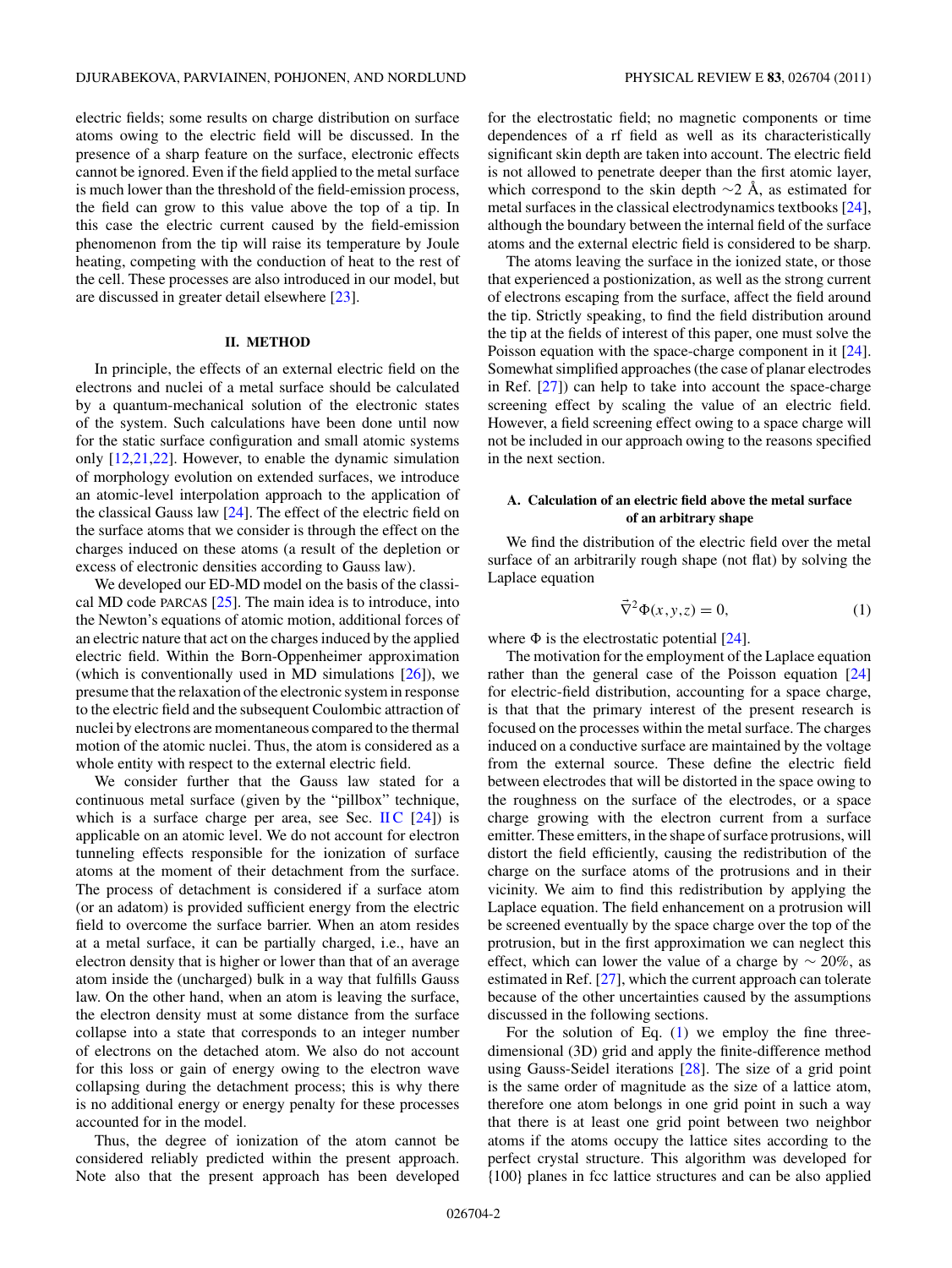electric fields; some results on charge distribution on surface atoms owing to the electric field will be discussed. In the presence of a sharp feature on the surface, electronic effects cannot be ignored. Even if the field applied to the metal surface is much lower than the threshold of the field-emission process, the field can grow to this value above the top of a tip. In this case the electric current caused by the field-emission phenomenon from the tip will raise its temperature by Joule heating, competing with the conduction of heat to the rest of the cell. These processes are also introduced in our model, but are discussed in greater detail elsewhere [23].

## II. METHOD

In principle, the effects of an external electric field on the electrons and nuclei of a metal surface should be calculated by a quantum-mechanical solution of the electronic states of the system. Such calculations have been done until now for the static surface configuration and small atomic systems only [12,21,22]. However, to enable the dynamic simulation of morphology evolution on extended surfaces, we introduce an atomic-level interpolation approach to the application of the classical Gauss law [24]. The effect of the electric field on the surface atoms that we consider is through the effect on the charges induced on these atoms (a result of the depletion or excess of electronic densities according to Gauss law).

We developed our ED-MD model on the basis of the classical MD code PARCAS [25]. The main idea is to introduce, into the Newton's equations of atomic motion, additional forces of an electric nature that act on the charges induced by the applied electric field. Within the Born-Oppenheimer approximation (which is conventionally used in MD simulations [26]), we presume that the relaxation of the electronic system in response to the electric field and the subsequent Coulombic attraction of nuclei by electrons are momentaneous compared to the thermal motion of the atomic nuclei. Thus, the atom is considered as a whole entity with respect to the external electric field.

We consider further that the Gauss law stated for a continuous metal surface (given by the "pillbox" technique, which is a surface charge per area, see Sec. II C [24]) is applicable on an atomic level. We do not account for electron tunneling effects responsible for the ionization of surface atoms at the moment of their detachment from the surface. The process of detachment is considered if a surface atom (or an adatom) is provided sufficient energy from the electric field to overcome the surface barrier. When an atom resides at a metal surface, it can be partially charged, i.e., have an electron density that is higher or lower than that of an average atom inside the (uncharged) bulk in a way that fulfills Gauss law. On the other hand, when an atom is leaving the surface, the electron density must at some distance from the surface collapse into a state that corresponds to an integer number of electrons on the detached atom. We also do not account for this loss or gain of energy owing to the electron wave collapsing during the detachment process; this is why there is no additional energy or energy penalty for these processes accounted for in the model.

Thus, the degree of ionization of the atom cannot be considered reliably predicted within the present approach. Note also that the present approach has been developed for the electrostatic field; no magnetic components or time dependences of a rf field as well as its characteristically significant skin depth are taken into account. The electric field is not allowed to penetrate deeper than the first atomic layer, which correspond to the skin depth $\sim$2 Å, as estimated for metal surfaces in the classical electrodynamics textbooks [24], although the boundary between the internal field of the surface atoms and the external electric field is considered to be sharp.

The atoms leaving the surface in the ionized state, or those that experienced a postionization, as well as the strong current of electrons escaping from the surface, affect the field around the tip. Strictly speaking, to find the field distribution around the tip at the fields of interest of this paper, one must solve the Poisson equation with the space-charge component in it [24]. Somewhat simplified approaches (the case of planar electrodes in Ref. [27]) can help to take into account the space-charge screening effect by scaling the value of an electric field. However, a field screening effect owing to a space charge will not be included in our approach owing to the reasons specified in the next section.

### A. Calculation of an electric field above the metal surface of an arbitrary shape

We find the distribution of the electric field over the metal surface of an arbitrarily rough shape (not flat) by solving the Laplace equation

$$\vec{\nabla}^2\Phi(x,y,z) = 0, \tag{1}$$

where $\Phi$ is the electrostatic potential [24].

The motivation for the employment of the Laplace equation rather than the general case of the Poisson equation [24] for electric-field distribution, accounting for a space charge, is that that the primary interest of the present research is focused on the processes within the metal surface. The charges induced on a conductive surface are maintained by the voltage from the external source. These define the electric field between electrodes that will be distorted in the space owing to the roughness on the surface of the electrodes, or a space charge growing with the electron current from a surface emitter. These emitters, in the shape of surface protrusions, will distort the field efficiently, causing the redistribution of the charge on the surface atoms of the protrusions and in their vicinity. We aim to find this redistribution by applying the Laplace equation. The field enhancement on a protrusion will be screened eventually by the space charge over the top of the protrusion, but in the first approximation we can neglect this effect, which can lower the value of a charge by $\sim$ 20%, as estimated in Ref. [27], which the current approach can tolerate because of the other uncertainties caused by the assumptions discussed in the following sections.

For the solution of Eq. (1) we employ the fine three-dimensional (3D) grid and apply the finite-difference method using Gauss-Seidel iterations [28]. The size of a grid point is the same order of magnitude as the size of a lattice atom, therefore one atom belongs in one grid point in such a way that there is at least one grid point between two neighbor atoms if the atoms occupy the lattice sites according to the perfect crystal structure. This algorithm was developed for {100} planes in fcc lattice structures and can be also applied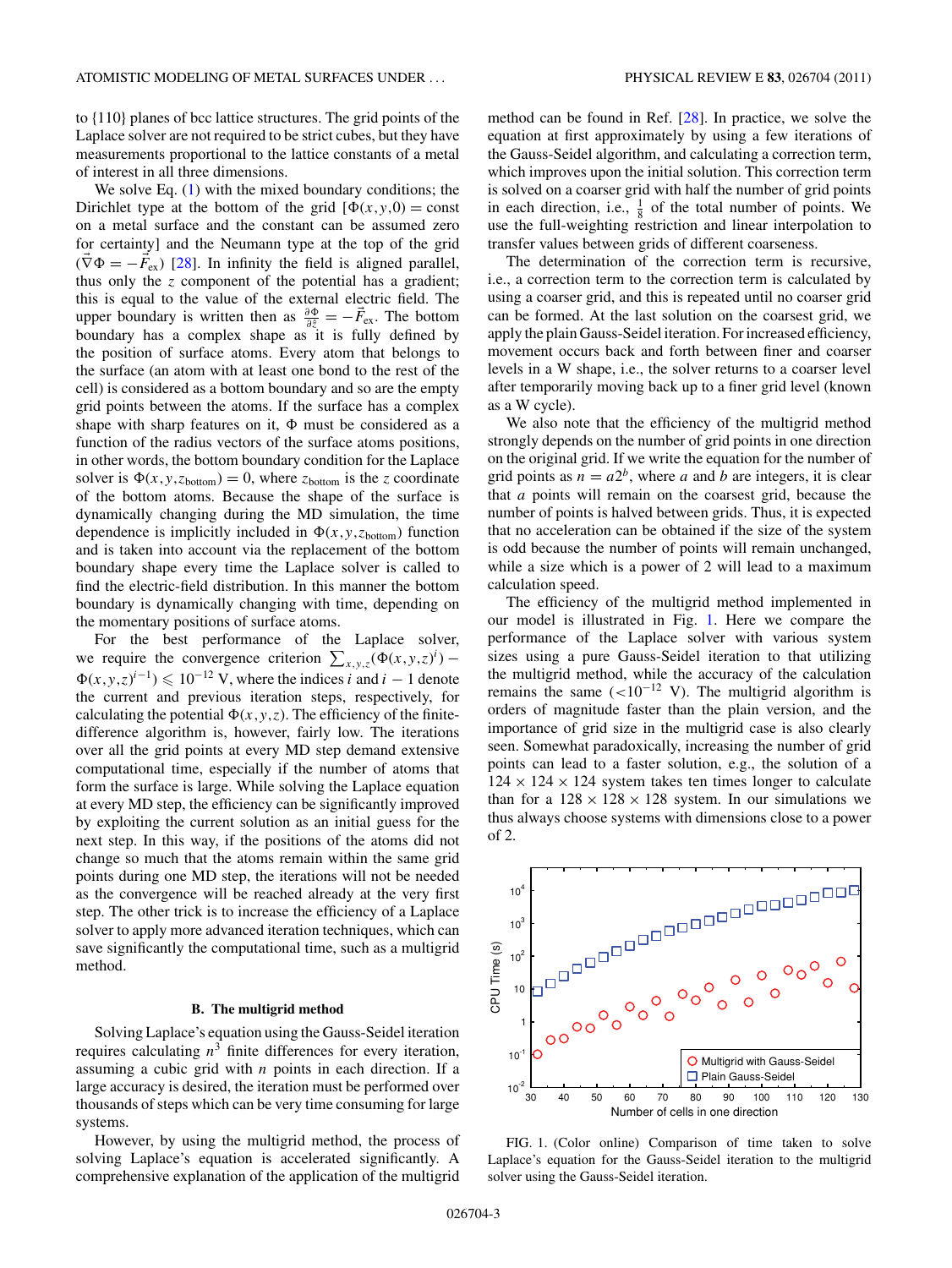to {110} planes of bcc lattice structures. The grid points of the Laplace solver are not required to be strict cubes, but they have measurements proportional to the lattice constants of a metal of interest in all three dimensions.

We solve Eq. (1) with the mixed boundary conditions; the Dirichlet type at the bottom of the grid [$\Phi(x,y,0) = \text{const}$ on a metal surface and the constant can be assumed zero for certainty] and the Neumann type at the top of the grid ($\vec{\nabla}\Phi = -\vec{F}_{\text{ex}}$) [28]. In infinity the field is aligned parallel, thus only the $z$ component of the potential has a gradient; this is equal to the value of the external electric field. The upper boundary is written then as $\frac{\partial \Phi}{\partial \vec{z}} = -\vec{F}_{\text{ex}}$. The bottom boundary has a complex shape as it is fully defined by the position of surface atoms. Every atom that belongs to the surface (an atom with at least one bond to the rest of the cell) is considered as a bottom boundary and so are the empty grid points between the atoms. If the surface has a complex shape with sharp features on it, $\Phi$ must be considered as a function of the radius vectors of the surface atoms positions, in other words, the bottom boundary condition for the Laplace solver is $\Phi(x,y,z_{\text{bottom}}) = 0$, where $z_{\text{bottom}}$ is the $z$ coordinate of the bottom atoms. Because the shape of the surface is dynamically changing during the MD simulation, the time dependence is implicitly included in $\Phi(x,y,z_{\text{bottom}})$ function and is taken into account via the replacement of the bottom boundary shape every time the Laplace solver is called to find the electric-field distribution. In this manner the bottom boundary is dynamically changing with time, depending on the momentary positions of surface atoms.

For the best performance of the Laplace solver, we require the convergence criterion $\sum_{x,y,z}(\Phi(x,y,z)^i) - \Phi(x,y,z)^{i-1}) \leqslant 10^{-12}$ V, where the indices $i$ and $i-1$ denote the current and previous iteration steps, respectively, for calculating the potential $\Phi(x,y,z)$. The efficiency of the finite-difference algorithm is, however, fairly low. The iterations over all the grid points at every MD step demand extensive computational time, especially if the number of atoms that form the surface is large. While solving the Laplace equation at every MD step, the efficiency can be significantly improved by exploiting the current solution as an initial guess for the next step. In this way, if the positions of the atoms did not change so much that the atoms remain within the same grid points during one MD step, the iterations will not be needed as the convergence will be reached already at the very first step. The other trick is to increase the efficiency of a Laplace solver to apply more advanced iteration techniques, which can save significantly the computational time, such as a multigrid method.

### B. The multigrid method

Solving Laplace's equation using the Gauss-Seidel iteration requires calculating $n^3$ finite differences for every iteration, assuming a cubic grid with $n$ points in each direction. If a large accuracy is desired, the iteration must be performed over thousands of steps which can be very time consuming for large systems.

However, by using the multigrid method, the process of solving Laplace's equation is accelerated significantly. A comprehensive explanation of the application of the multigrid method can be found in Ref. [28]. In practice, we solve the equation at first approximately by using a few iterations of the Gauss-Seidel algorithm, and calculating a correction term, which improves upon the initial solution. This correction term is solved on a coarser grid with half the number of grid points in each direction, i.e., $\frac{1}{8}$ of the total number of points. We use the full-weighting restriction and linear interpolation to transfer values between grids of different coarseness.

The determination of the correction term is recursive, i.e., a correction term to the correction term is calculated by using a coarser grid, and this is repeated until no coarser grid can be formed. At the last solution on the coarsest grid, we apply the plain Gauss-Seidel iteration. For increased efficiency, movement occurs back and forth between finer and coarser levels in a W shape, i.e., the solver returns to a coarser level after temporarily moving back up to a finer grid level (known as a W cycle).

We also note that the efficiency of the multigrid method strongly depends on the number of grid points in one direction on the original grid. If we write the equation for the number of grid points as $n = a2^b$, where $a$ and $b$ are integers, it is clear that $a$ points will remain on the coarsest grid, because the number of points is halved between grids. Thus, it is expected that no acceleration can be obtained if the size of the system is odd because the number of points will remain unchanged, while a size which is a power of 2 will lead to a maximum calculation speed.

The efficiency of the multigrid method implemented in our model is illustrated in Fig. 1. Here we compare the performance of the Laplace solver with various system sizes using a pure Gauss-Seidel iteration to that utilizing the multigrid method, while the accuracy of the calculation remains the same ($<10^{-12}$ V). The multigrid algorithm is orders of magnitude faster than the plain version, and the importance of grid size in the multigrid case is also clearly seen. Somewhat paradoxically, increasing the number of grid points can lead to a faster solution, e.g., the solution of a $124 \times 124 \times 124$ system takes ten times longer to calculate than for a $128 \times 128 \times 128$ system. In our simulations we thus always choose systems with dimensions close to a power of 2.

CPU Time (s)
$10^4$
$10^3$
$10^2$
10
1
$10^{-1}$
$10^{-2}$
30 40 50 60 70 80 90 100 110 120 130
Number of cells in one direction
Multigrid with Gauss-Seidel
Plain Gauss-Seidel

FIG. 1. (Color online) Comparison of time taken to solve Laplace's equation for the Gauss-Seidel iteration to the multigrid solver using the Gauss-Seidel iteration.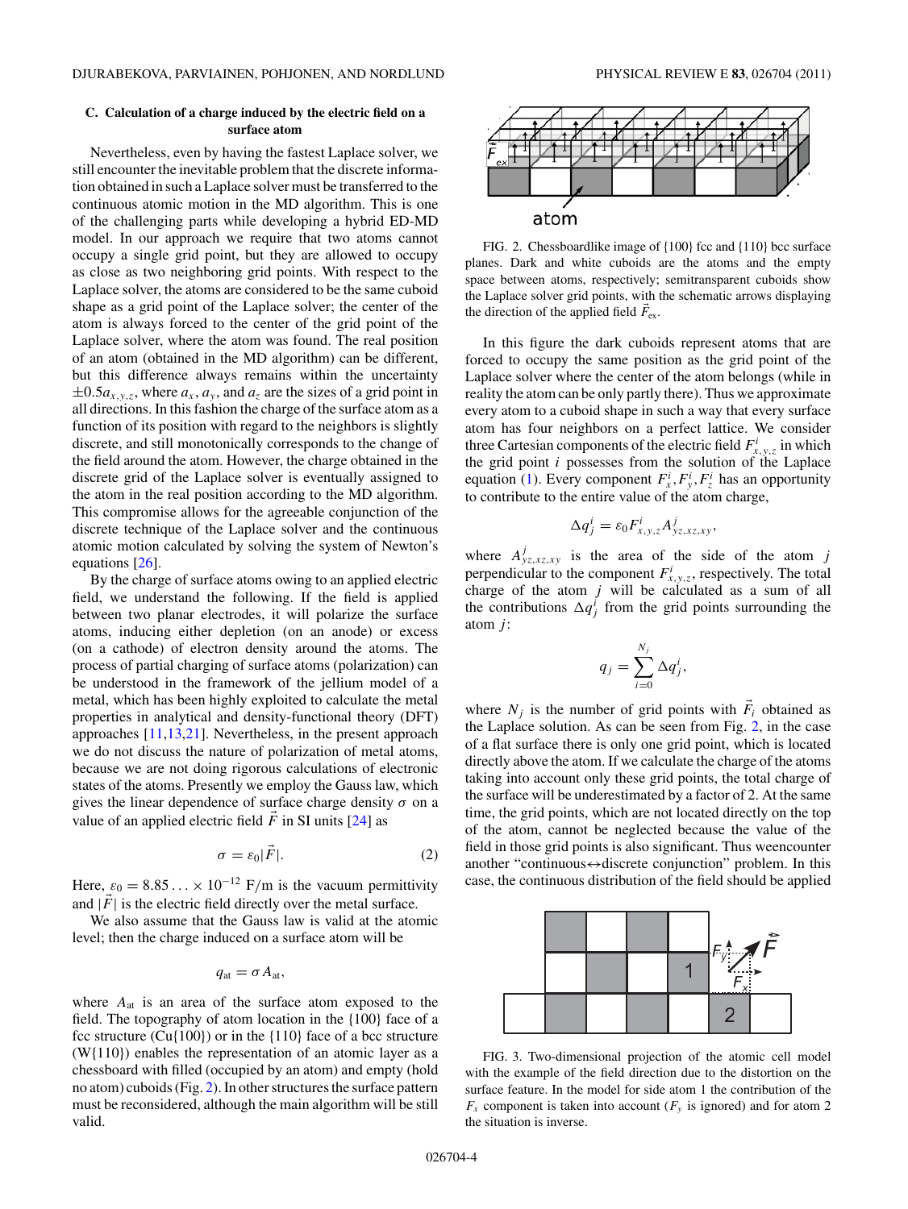### C. Calculation of a charge induced by the electric field on a surface atom

Nevertheless, even by having the fastest Laplace solver, we still encounter the inevitable problem that the discrete information obtained in such a Laplace solver must be transferred to the continuous atomic motion in the MD algorithm. This is one of the challenging parts while developing a hybrid ED-MD model. In our approach we require that two atoms cannot occupy a single grid point, but they are allowed to occupy as close as two neighboring grid points. With respect to the Laplace solver, the atoms are considered to be the same cuboid shape as a grid point of the Laplace solver; the center of the atom is always forced to the center of the grid point of the Laplace solver, where the atom was found. The real position of an atom (obtained in the MD algorithm) can be different, but this difference always remains within the uncertainty $\pm 0.5 a_{x,y,z}$, where $a_x$, $a_y$, and $a_z$ are the sizes of a grid point in all directions. In this fashion the charge of the surface atom as a function of its position with regard to the neighbors is slightly discrete, and still monotonically corresponds to the change of the field around the atom. However, the charge obtained in the discrete grid of the Laplace solver is eventually assigned to the atom in the real position according to the MD algorithm. This compromise allows for the agreeable conjunction of the discrete technique of the Laplace solver and the continuous atomic motion calculated by solving the system of Newton's equations [26].

By the charge of surface atoms owing to an applied electric field, we understand the following. If the field is applied between two planar electrodes, it will polarize the surface atoms, inducing either depletion (on an anode) or excess (on a cathode) of electron density around the atoms. The process of partial charging of surface atoms (polarization) can be understood in the framework of the jellium model of a metal, which has been highly exploited to calculate the metal properties in analytical and density-functional theory (DFT) approaches [11,13,21]. Nevertheless, in the present approach we do not discuss the nature of polarization of metal atoms, because we are not doing rigorous calculations of electronic states of the atoms. Presently we employ the Gauss law, which gives the linear dependence of surface charge density $\sigma$ on a value of an applied electric field $\vec{F}$ in SI units [24] as

$$\sigma = \varepsilon_0 |\vec{F}|. \tag{2}$$

Here, $\varepsilon_0 = 8.85\ldots \times 10^{-12}$ F/m is the vacuum permittivity and $|\vec{F}|$ is the electric field directly over the metal surface.

We also assume that the Gauss law is valid at the atomic level; then the charge induced on a surface atom will be

$$q_{\text{at}} = \sigma A_{\text{at}},$$

where $A_{\text{at}}$ is an area of the surface atom exposed to the field. The topography of atom location in the {100} face of a fcc structure (Cu{100}) or in the {110} face of a bcc structure (W{110}) enables the representation of an atomic layer as a chessboard with filled (occupied by an atom) and empty (hold no atom) cuboids (Fig. 2). In other structures the surface pattern must be reconsidered, although the main algorithm will be still valid.

FIG. 2. Chessboardlike image of {100} fcc and {110} bcc surface planes. Dark and white cuboids are the atoms and the empty space between atoms, respectively; semitransparent cuboids show the Laplace solver grid points, with the schematic arrows displaying the direction of the applied field $\vec{F}_{\text{ex}}$.

In this figure the dark cuboids represent atoms that are forced to occupy the same position as the grid point of the Laplace solver where the center of the atom belongs (while in reality the atom can be only partly there). Thus we approximate every atom to a cuboid shape in such a way that every surface atom has four neighbors on a perfect lattice. We consider three Cartesian components of the electric field $F^i_{x,y,z}$ in which the grid point $i$ possesses from the solution of the Laplace equation (1). Every component $F^i_x, F^i_y, F^i_z$ has an opportunity to contribute to the entire value of the atom charge,

$$\Delta q^i_j = \varepsilon_0 F^i_{x,y,z} A^j_{yz,xz,xy},$$

where $A^j_{yz,xz,xy}$ is the area of the side of the atom $j$ perpendicular to the component $F^i_{x,y,z}$, respectively. The total charge of the atom $j$ will be calculated as a sum of all the contributions $\Delta q^i_j$ from the grid points surrounding the atom $j$:

$$q_j = \sum_{i=0}^{N_j} \Delta q^i_j,$$

where $N_j$ is the number of grid points with $\vec{F}_i$ obtained as the Laplace solution. As can be seen from Fig. 2, in the case of a flat surface there is only one grid point, which is located directly above the atom. If we calculate the charge of the atoms taking into account only these grid points, the total charge of the surface will be underestimated by a factor of 2. At the same time, the grid points, which are not located directly on the top of the atom, cannot be neglected because the value of the field in those grid points is also significant. Thus weencounter another "continuous↔discrete conjunction" problem. In this case, the continuous distribution of the field should be applied

FIG. 3. Two-dimensional projection of the atomic cell model with the example of the field direction due to the distortion on the surface feature. In the model for side atom 1 the contribution of the $F_x$ component is taken into account ($F_y$ is ignored) and for atom 2 the situation is inverse.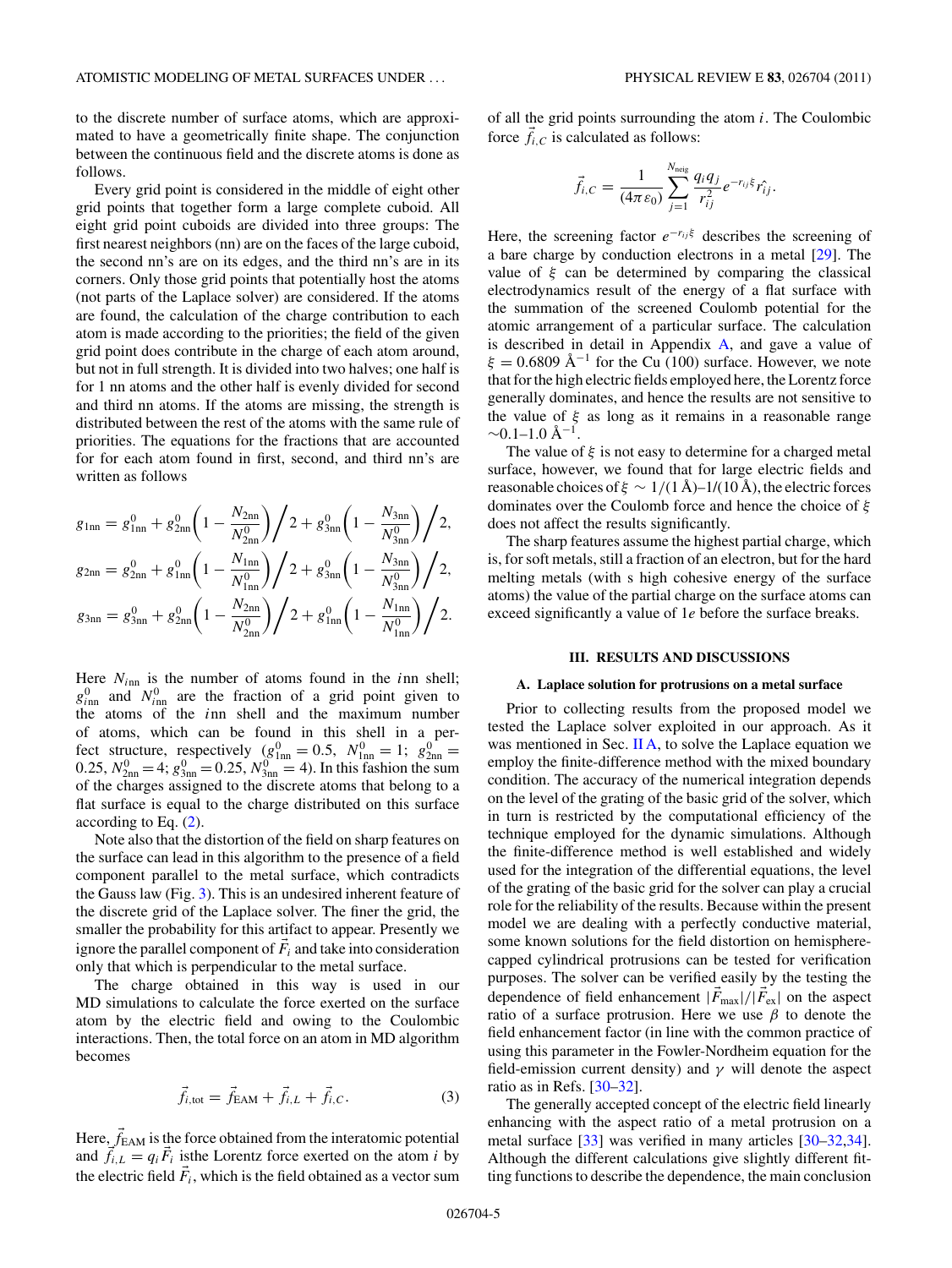to the discrete number of surface atoms, which are approximated to have a geometrically finite shape. The conjunction between the continuous field and the discrete atoms is done as follows.

Every grid point is considered in the middle of eight other grid points that together form a large complete cuboid. All eight grid point cuboids are divided into three groups: The first nearest neighbors (nn) are on the faces of the large cuboid, the second nn's are on its edges, and the third nn's are in its corners. Only those grid points that potentially host the atoms (not parts of the Laplace solver) are considered. If the atoms are found, the calculation of the charge contribution to each atom is made according to the priorities; the field of the given grid point does contribute in the charge of each atom around, but not in full strength. It is divided into two halves; one half is for 1 nn atoms and the other half is evenly divided for second and third nn atoms. If the atoms are missing, the strength is distributed between the rest of the atoms with the same rule of priorities. The equations for the fractions that are accounted for for each atom found in first, second, and third nn's are written as follows

$$g_{1\mathrm{nn}} = g_{1\mathrm{nn}}^{0} + g_{2\mathrm{nn}}^{0}\left(1 - \frac{N_{2\mathrm{nn}}}{N_{2\mathrm{nn}}^{0}}\right)\Big/2 + g_{3\mathrm{nn}}^{0}\left(1 - \frac{N_{3\mathrm{nn}}}{N_{3\mathrm{nn}}^{0}}\right)\Big/2,$$

$$g_{2\mathrm{nn}} = g_{2\mathrm{nn}}^{0} + g_{1\mathrm{nn}}^{0}\left(1 - \frac{N_{1\mathrm{nn}}}{N_{1\mathrm{nn}}^{0}}\right)\Big/2 + g_{3\mathrm{nn}}^{0}\left(1 - \frac{N_{3\mathrm{nn}}}{N_{3\mathrm{nn}}^{0}}\right)\Big/2,$$

$$g_{3\mathrm{nn}} = g_{3\mathrm{nn}}^{0} + g_{2\mathrm{nn}}^{0}\left(1 - \frac{N_{2\mathrm{nn}}}{N_{2\mathrm{nn}}^{0}}\right)\Big/2 + g_{1\mathrm{nn}}^{0}\left(1 - \frac{N_{1\mathrm{nn}}}{N_{1\mathrm{nn}}^{0}}\right)\Big/2.$$

Here $N_{i\mathrm{nn}}$ is the number of atoms found in the $i$nn shell; $g_{i\mathrm{nn}}^{0}$ and $N_{i\mathrm{nn}}^{0}$ are the fraction of a grid point given to the atoms of the $i$nn shell and the maximum number of atoms, which can be found in this shell in a perfect structure, respectively ($g_{1\mathrm{nn}}^{0} = 0.5$, $N_{1\mathrm{nn}}^{0} = 1$; $g_{2\mathrm{nn}}^{0} = 0.25$, $N_{2\mathrm{nn}}^{0} = 4$; $g_{3\mathrm{nn}}^{0} = 0.25$, $N_{3\mathrm{nn}}^{0} = 4$). In this fashion the sum of the charges assigned to the discrete atoms that belong to a flat surface is equal to the charge distributed on this surface according to Eq. (2).

Note also that the distortion of the field on sharp features on the surface can lead in this algorithm to the presence of a field component parallel to the metal surface, which contradicts the Gauss law (Fig. 3). This is an undesired inherent feature of the discrete grid of the Laplace solver. The finer the grid, the smaller the probability for this artifact to appear. Presently we ignore the parallel component of $\vec{F}_i$ and take into consideration only that which is perpendicular to the metal surface.

The charge obtained in this way is used in our MD simulations to calculate the force exerted on the surface atom by the electric field and owing to the Coulombic interactions. Then, the total force on an atom in MD algorithm becomes

$$\vec{f}_{i,\mathrm{tot}} = \vec{f}_{\mathrm{EAM}} + \vec{f}_{i,L} + \vec{f}_{i,C}. \tag{3}$$

Here, $\vec{f}_{\mathrm{EAM}}$ is the force obtained from the interatomic potential and $\vec{f}_{i,L} = q_i\vec{F}_i$ isthe Lorentz force exerted on the atom $i$ by the electric field $\vec{F}_i$, which is the field obtained as a vector sum of all the grid points surrounding the atom $i$. The Coulombic force $\vec{f}_{i,C}$ is calculated as follows:

$$\vec{f}_{i,C} = \frac{1}{(4\pi\varepsilon_0)}\sum_{j=1}^{N_{\mathrm{neig}}}\frac{q_i q_j}{r_{ij}^2}e^{-r_{ij}\xi}\hat{r_{ij}}.$$

Here, the screening factor $e^{-r_{ij}\xi}$ describes the screening of a bare charge by conduction electrons in a metal [29]. The value of $\xi$ can be determined by comparing the classical electrodynamics result of the energy of a flat surface with the summation of the screened Coulomb potential for the atomic arrangement of a particular surface. The calculation is described in detail in Appendix A, and gave a value of $\xi = 0.6809$ Å$^{-1}$ for the Cu (100) surface. However, we note that for the high electric fields employed here, the Lorentz force generally dominates, and hence the results are not sensitive to the value of $\xi$ as long as it remains in a reasonable range $\sim$0.1–1.0 Å$^{-1}$.

The value of $\xi$ is not easy to determine for a charged metal surface, however, we found that for large electric fields and reasonable choices of $\xi \sim 1/(1$ Å$)$–$1/(10$ Å$)$, the electric forces dominates over the Coulomb force and hence the choice of $\xi$ does not affect the results significantly.

The sharp features assume the highest partial charge, which is, for soft metals, still a fraction of an electron, but for the hard melting metals (with s high cohesive energy of the surface atoms) the value of the partial charge on the surface atoms can exceed significantly a value of $1e$ before the surface breaks.

## III. RESULTS AND DISCUSSIONS

### A. Laplace solution for protrusions on a metal surface

Prior to collecting results from the proposed model we tested the Laplace solver exploited in our approach. As it was mentioned in Sec. II A, to solve the Laplace equation we employ the finite-difference method with the mixed boundary condition. The accuracy of the numerical integration depends on the level of the grating of the basic grid of the solver, which in turn is restricted by the computational efficiency of the technique employed for the dynamic simulations. Although the finite-difference method is well established and widely used for the integration of the differential equations, the level of the grating of the basic grid for the solver can play a crucial role for the reliability of the results. Because within the present model we are dealing with a perfectly conductive material, some known solutions for the field distortion on hemisphere-capped cylindrical protrusions can be tested for verification purposes. The solver can be verified easily by the testing the dependence of field enhancement $|\vec{F}_{\mathrm{max}}|/|\vec{F}_{\mathrm{ex}}|$ on the aspect ratio of a surface protrusion. Here we use $\beta$ to denote the field enhancement factor (in line with the common practice of using this parameter in the Fowler-Nordheim equation for the field-emission current density) and $\gamma$ will denote the aspect ratio as in Refs. [30–32].

The generally accepted concept of the electric field linearly enhancing with the aspect ratio of a metal protrusion on a metal surface [33] was verified in many articles [30–32,34]. Although the different calculations give slightly different fitting functions to describe the dependence, the main conclusion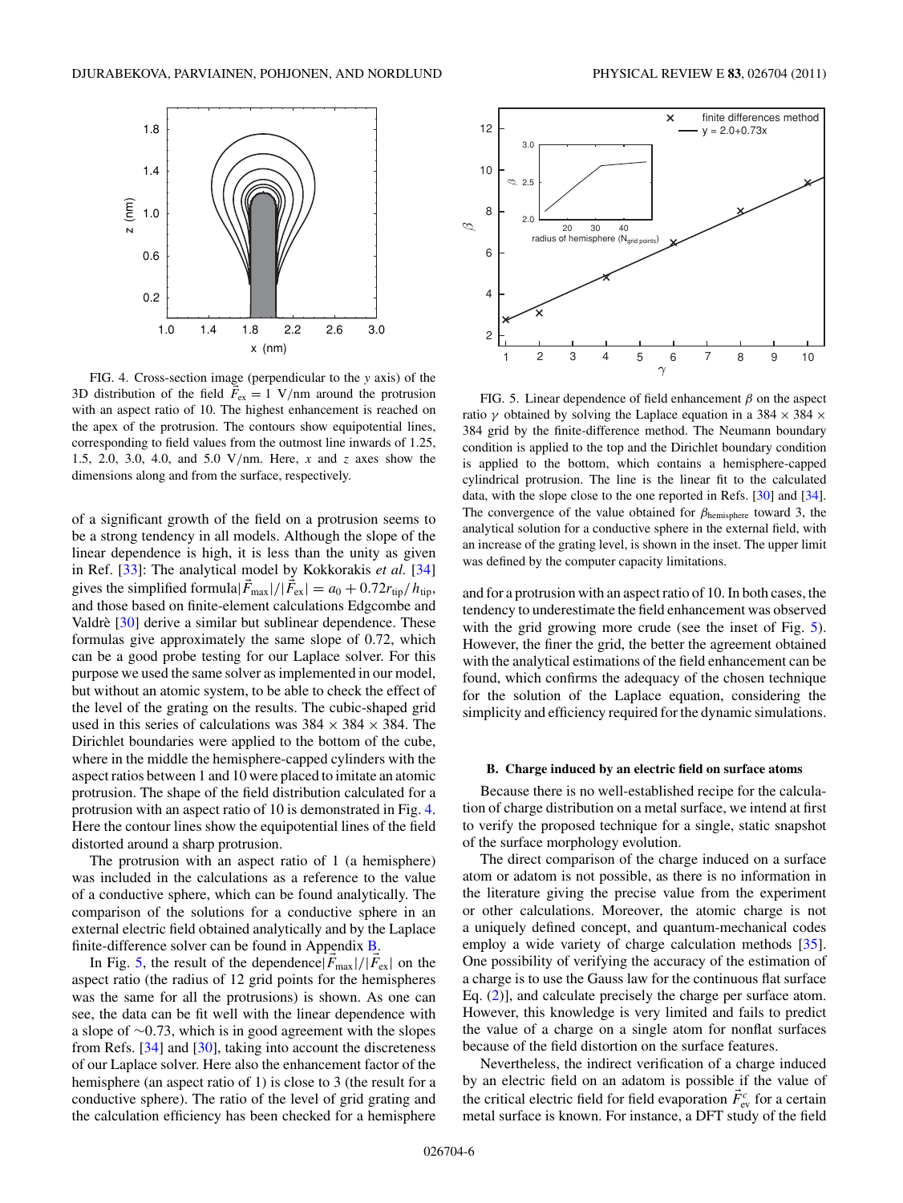1.8

1.4

1.0

0.6

0.2

z (nm)

1.0 1.4 1.8 2.2 2.6 3.0

x (nm)

FIG. 4. Cross-section image (perpendicular to the $y$ axis) of the 3D distribution of the field $\vec{F}_{\mathrm{ex}} = 1$ V/nm around the protrusion with an aspect ratio of 10. The highest enhancement is reached on the apex of the protrusion. The contours show equipotential lines, corresponding to field values from the outmost line inwards of 1.25, 1.5, 2.0, 3.0, 4.0, and 5.0 V/nm. Here, $x$ and $z$ axes show the dimensions along and from the surface, respectively.

of a significant growth of the field on a protrusion seems to be a strong tendency in all models. Although the slope of the linear dependence is high, it is less than the unity as given in Ref. [33]: The analytical model by Kokkorakis *et al.* [34] gives the simplified formula $|\vec{F}_{\max}|/|\vec{F}_{\mathrm{ex}}| = a_0 + 0.72 r_{\mathrm{tip}}/h_{\mathrm{tip}}$, and those based on finite-element calculations Edgcombe and Valdrè [30] derive a similar but sublinear dependence. These formulas give approximately the same slope of 0.72, which can be a good probe testing for our Laplace solver. For this purpose we used the same solver as implemented in our model, but without an atomic system, to be able to check the effect of the level of the grating on the results. The cubic-shaped grid used in this series of calculations was $384 \times 384 \times 384$. The Dirichlet boundaries were applied to the bottom of the cube, where in the middle the hemisphere-capped cylinders with the aspect ratios between 1 and 10 were placed to imitate an atomic protrusion. The shape of the field distribution calculated for a protrusion with an aspect ratio of 10 is demonstrated in Fig. 4. Here the contour lines show the equipotential lines of the field distorted around a sharp protrusion.

The protrusion with an aspect ratio of 1 (a hemisphere) was included in the calculations as a reference to the value of a conductive sphere, which can be found analytically. The comparison of the solutions for a conductive sphere in an external electric field obtained analytically and by the Laplace finite-difference solver can be found in Appendix B.

In Fig. 5, the result of the dependence $|\vec{F}_{\max}|/|\vec{F}_{\mathrm{ex}}|$ on the aspect ratio (the radius of 12 grid points for the hemispheres was the same for all the protrusions) is shown. As one can see, the data can be fit well with the linear dependence with a slope of $\sim$0.73, which is in good agreement with the slopes from Refs. [34] and [30], taking into account the discreteness of our Laplace solver. Here also the enhancement factor of the hemisphere (an aspect ratio of 1) is close to 3 (the result for a conductive sphere). The ratio of the level of grid grating and the calculation efficiency has been checked for a hemisphere

× finite differences method

— y = 2.0+0.73x

$\beta$

12

10

8

6

4

2

1 2 3 4 5 6 7 8 9 10

$\gamma$

3.0

2.5

2.0

$\beta$

20 30 40

radius of hemisphere ($N_{\mathrm{grid\ points}}$)

FIG. 5. Linear dependence of field enhancement $\beta$ on the aspect ratio $\gamma$ obtained by solving the Laplace equation in a $384 \times 384 \times 384$ grid by the finite-difference method. The Neumann boundary condition is applied to the top and the Dirichlet boundary condition is applied to the bottom, which contains a hemisphere-capped cylindrical protrusion. The line is the linear fit to the calculated data, with the slope close to the one reported in Refs. [30] and [34]. The convergence of the value obtained for $\beta_{\mathrm{hemisphere}}$ toward 3, the analytical solution for a conductive sphere in the external field, with an increase of the grating level, is shown in the inset. The upper limit was defined by the computer capacity limitations.

and for a protrusion with an aspect ratio of 10. In both cases, the tendency to underestimate the field enhancement was observed with the grid growing more crude (see the inset of Fig. 5). However, the finer the grid, the better the agreement obtained with the analytical estimations of the field enhancement can be found, which confirms the adequacy of the chosen technique for the solution of the Laplace equation, considering the simplicity and efficiency required for the dynamic simulations.

#### B. Charge induced by an electric field on surface atoms

Because there is no well-established recipe for the calculation of charge distribution on a metal surface, we intend at first to verify the proposed technique for a single, static snapshot of the surface morphology evolution.

The direct comparison of the charge induced on a surface atom or adatom is not possible, as there is no information in the literature giving the precise value from the experiment or other calculations. Moreover, the atomic charge is not a uniquely defined concept, and quantum-mechanical codes employ a wide variety of charge calculation methods [35]. One possibility of verifying the accuracy of the estimation of a charge is to use the Gauss law for the continuous flat surface [Eq. (2)], and calculate precisely the charge per surface atom. However, this knowledge is very limited and fails to predict the value of a charge on a single atom for nonflat surfaces because of the field distortion on the surface features.

Nevertheless, the indirect verification of a charge induced by an electric field on an adatom is possible if the value of the critical electric field for field evaporation $\vec{F}^{c}_{\mathrm{ev}}$ for a certain metal surface is known. For instance, a DFT study of the field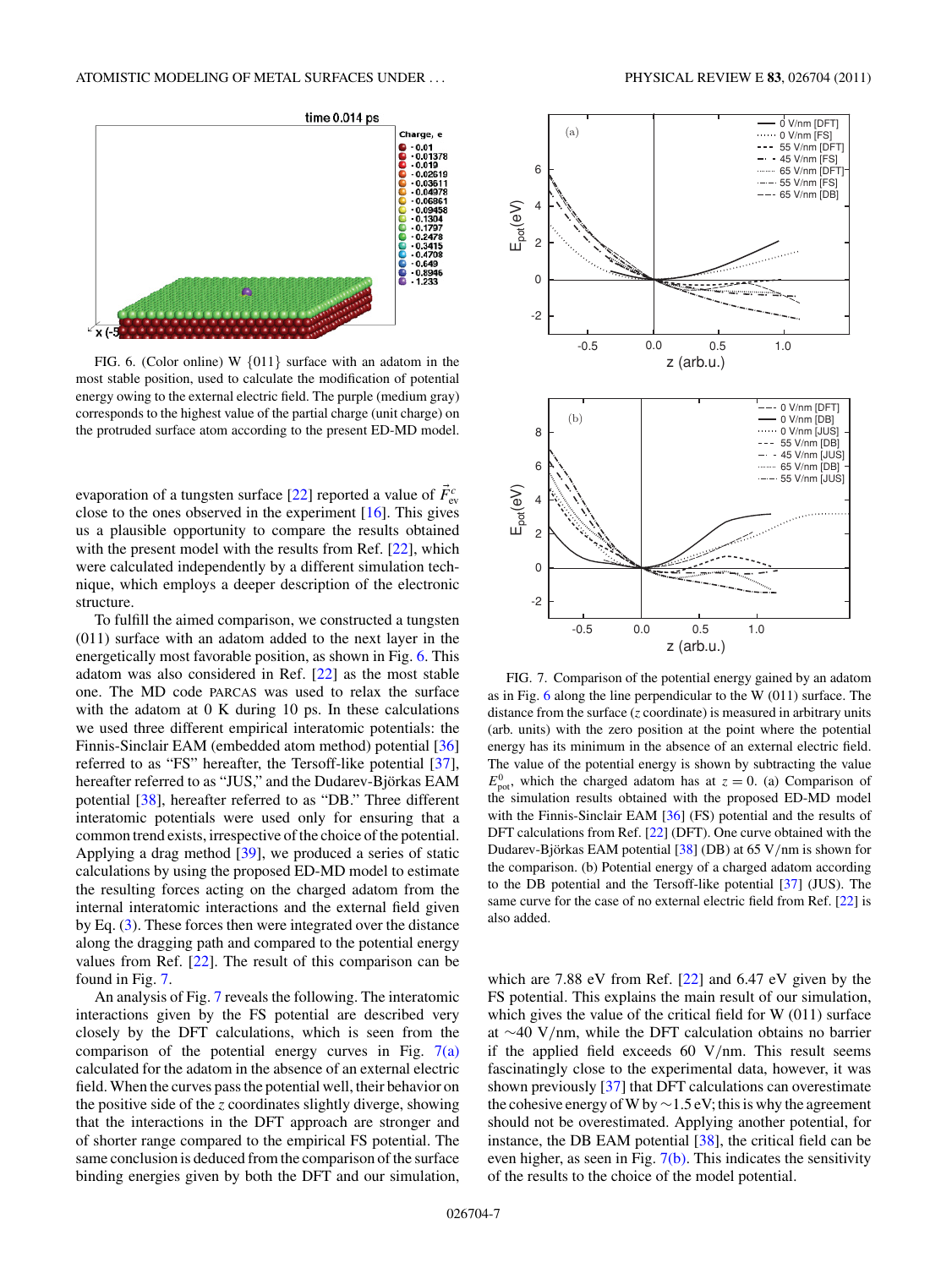time 0.014 ps

Charge, e
- 0.01
- 0.01378
- 0.019
- 0.02619
- 0.03611
- 0.04978
- 0.06861
- 0.09458
- 0.1304
- 0.1797
- 0.2478
- 0.3415
- 0.4708
- 0.649
- 0.8946
- 1.233

FIG. 6. (Color online) W {011} surface with an adatom in the most stable position, used to calculate the modification of potential energy owing to the external electric field. The purple (medium gray) corresponds to the highest value of the partial charge (unit charge) on the protruded surface atom according to the present ED-MD model.

evaporation of a tungsten surface [22] reported a value of $\vec{F}^c_{ev}$ close to the ones observed in the experiment [16]. This gives us a plausible opportunity to compare the results obtained with the present model with the results from Ref. [22], which were calculated independently by a different simulation technique, which employs a deeper description of the electronic structure.

To fulfill the aimed comparison, we constructed a tungsten (011) surface with an adatom added to the next layer in the energetically most favorable position, as shown in Fig. 6. This adatom was also considered in Ref. [22] as the most stable one. The MD code PARCAS was used to relax the surface with the adatom at 0 K during 10 ps. In these calculations we used three different empirical interatomic potentials: the Finnis-Sinclair EAM (embedded atom method) potential [36] referred to as "FS" hereafter, the Tersoff-like potential [37], hereafter referred to as "JUS," and the Dudarev-Björkas EAM potential [38], hereafter referred to as "DB." Three different interatomic potentials were used only for ensuring that a common trend exists, irrespective of the choice of the potential. Applying a drag method [39], we produced a series of static calculations by using the proposed ED-MD model to estimate the resulting forces acting on the charged adatom from the internal interatomic interactions and the external field given by Eq. (3). These forces then were integrated over the distance along the dragging path and compared to the potential energy values from Ref. [22]. The result of this comparison can be found in Fig. 7.

An analysis of Fig. 7 reveals the following. The interatomic interactions given by the FS potential are described very closely by the DFT calculations, which is seen from the comparison of the potential energy curves in Fig. 7(a) calculated for the adatom in the absence of an external electric field. When the curves pass the potential well, their behavior on the positive side of the $z$ coordinates slightly diverge, showing that the interactions in the DFT approach are stronger and of shorter range compared to the empirical FS potential. The same conclusion is deduced from the comparison of the surface binding energies given by both the DFT and our simulation,

(a)
0 V/nm [DFT]
0 V/nm [FS]
55 V/nm [DFT]
45 V/nm [FS]
65 V/nm [DFT]
55 V/nm [FS]
65 V/nm [DB]
$E_{pot}$(eV)
z (arb.u.)

(b)
0 V/nm [DFT]
0 V/nm [DB]
0 V/nm [JUS]
55 V/nm [DB]
45 V/nm [JUS]
65 V/nm [DB]
55 V/nm [JUS]
$E_{pot}$(eV)
z (arb.u.)

FIG. 7. Comparison of the potential energy gained by an adatom as in Fig. 6 along the line perpendicular to the W (011) surface. The distance from the surface ($z$ coordinate) is measured in arbitrary units (arb. units) with the zero position at the point where the potential energy has its minimum in the absence of an external electric field. The value of the potential energy is shown by subtracting the value $E^0_{pot}$, which the charged adatom has at $z = 0$. (a) Comparison of the simulation results obtained with the proposed ED-MD model with the Finnis-Sinclair EAM [36] (FS) potential and the results of DFT calculations from Ref. [22] (DFT). One curve obtained with the Dudarev-Björkas EAM potential [38] (DB) at 65 V/nm is shown for the comparison. (b) Potential energy of a charged adatom according to the DB potential and the Tersoff-like potential [37] (JUS). The same curve for the case of no external electric field from Ref. [22] is also added.

which are 7.88 eV from Ref. [22] and 6.47 eV given by the FS potential. This explains the main result of our simulation, which gives the value of the critical field for W (011) surface at ∼40 V/nm, while the DFT calculation obtains no barrier if the applied field exceeds 60 V/nm. This result seems fascinatingly close to the experimental data, however, it was shown previously [37] that DFT calculations can overestimate the cohesive energy of W by ∼1.5 eV; this is why the agreement should not be overestimated. Applying another potential, for instance, the DB EAM potential [38], the critical field can be even higher, as seen in Fig. 7(b). This indicates the sensitivity of the results to the choice of the model potential.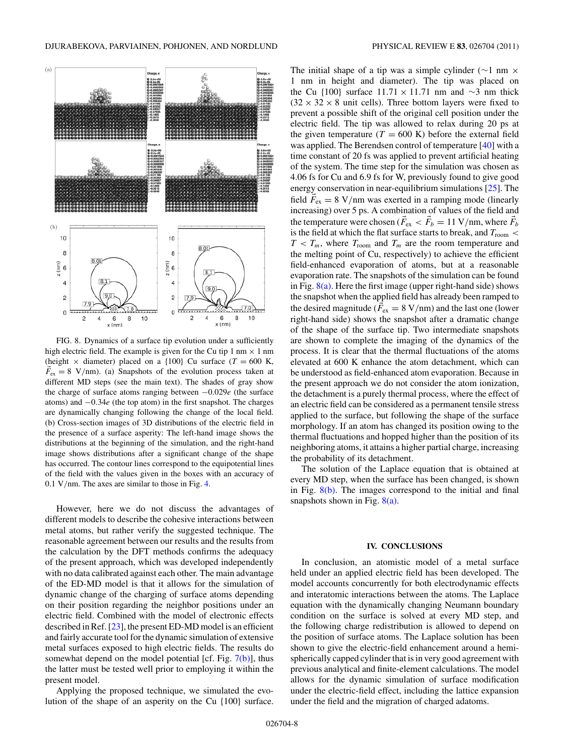(a)

(b)

10
8
z (nm)
6
4
2
0
8.01
8.1
9.0
7.9
7.0
2 4 6 8 10
x (nm)

10
8
z (nm)
6
4
2
0
8.01
8.1
9.0
7.9
7.0
2 4 6 8 10
x (nm)

FIG. 8. Dynamics of a surface tip evolution under a sufficiently high electric field. The example is given for the Cu tip 1 nm × 1 nm (height × diameter) placed on a {100} Cu surface ($T = 600$ K, $\vec{F}_{\rm ex} = 8$ V/nm). (a) Snapshots of the evolution process taken at different MD steps (see the main text). The shades of gray show the charge of surface atoms ranging between $-0.029e$ (the surface atoms) and $-0.34e$ (the top atom) in the first snapshot. The charges are dynamically changing following the change of the local field. (b) Cross-section images of 3D distributions of the electric field in the presence of a surface asperity: The left-hand image shows the distributions at the beginning of the simulation, and the right-hand image shows distributions after a significant change of the shape has occurred. The contour lines correspond to the equipotential lines of the field with the values given in the boxes with an accuracy of 0.1 V/nm. The axes are similar to those in Fig. 4.

However, here we do not discuss the advantages of different models to describe the cohesive interactions between metal atoms, but rather verify the suggested technique. The reasonable agreement between our results and the results from the calculation by the DFT methods confirms the adequacy of the present approach, which was developed independently with no data calibrated against each other. The main advantage of the ED-MD model is that it allows for the simulation of dynamic change of the charging of surface atoms depending on their position regarding the neighbor positions under an electric field. Combined with the model of electronic effects described in Ref. [23], the present ED-MD model is an efficient and fairly accurate tool for the dynamic simulation of extensive metal surfaces exposed to high electric fields. The results do somewhat depend on the model potential [cf. Fig. 7(b)], thus the latter must be tested well prior to employing it within the present model.

Applying the proposed technique, we simulated the evolution of the shape of an asperity on the Cu {100} surface. The initial shape of a tip was a simple cylinder (∼1 nm × 1 nm in height and diameter). The tip was placed on the Cu {100} surface 11.71 × 11.71 nm and ∼3 nm thick (32 × 32 × 8 unit cells). Three bottom layers were fixed to prevent a possible shift of the original cell position under the electric field. The tip was allowed to relax during 20 ps at the given temperature ($T = 600$ K) before the external field was applied. The Berendsen control of temperature [40] with a time constant of 20 fs was applied to prevent artificial heating of the system. The time step for the simulation was chosen as 4.06 fs for Cu and 6.9 fs for W, previously found to give good energy conservation in near-equilibrium simulations [25]. The field $\vec{F}_{\rm ex} = 8$ V/nm was exerted in a ramping mode (linearly increasing) over 5 ps. A combination of values of the field and the temperature were chosen ($\vec{F}_{\rm ex} < \vec{F}_b = 11$ V/nm, where $\vec{F}_b$ is the field at which the flat surface starts to break, and $T_{\rm room} < T < T_m$, where $T_{\rm room}$ and $T_m$ are the room temperature and the melting point of Cu, respectively) to achieve the efficient field-enhanced evaporation of atoms, but at a reasonable evaporation rate. The snapshots of the simulation can be found in Fig. 8(a). Here the first image (upper right-hand side) shows the snapshot when the applied field has already been ramped to the desired magnitude ($\vec{F}_{\rm ex} = 8$ V/nm) and the last one (lower right-hand side) shows the snapshot after a dramatic change of the shape of the surface tip. Two intermediate snapshots are shown to complete the imaging of the dynamics of the process. It is clear that the thermal fluctuations of the atoms elevated at 600 K enhance the atom detachment, which can be understood as field-enhanced atom evaporation. Because in the present approach we do not consider the atom ionization, the detachment is a purely thermal process, where the effect of an electric field can be considered as a permanent tensile stress applied to the surface, but following the shape of the surface morphology. If an atom has changed its position owing to the thermal fluctuations and hopped higher than the position of its neighboring atoms, it attains a higher partial charge, increasing the probability of its detachment.

The solution of the Laplace equation that is obtained at every MD step, when the surface has been changed, is shown in Fig. 8(b). The images correspond to the initial and final snapshots shown in Fig. 8(a).

## IV. CONCLUSIONS

In conclusion, an atomistic model of a metal surface held under an applied electric field has been developed. The model accounts concurrently for both electrodynamic effects and interatomic interactions between the atoms. The Laplace equation with the dynamically changing Neumann boundary condition on the surface is solved at every MD step, and the following charge redistribution is allowed to depend on the position of surface atoms. The Laplace solution has been shown to give the electric-field enhancement around a hemispherically capped cylinder that is in very good agreement with previous analytical and finite-element calculations. The model allows for the dynamic simulation of surface modification under the electric-field effect, including the lattice expansion under the field and the migration of charged adatoms.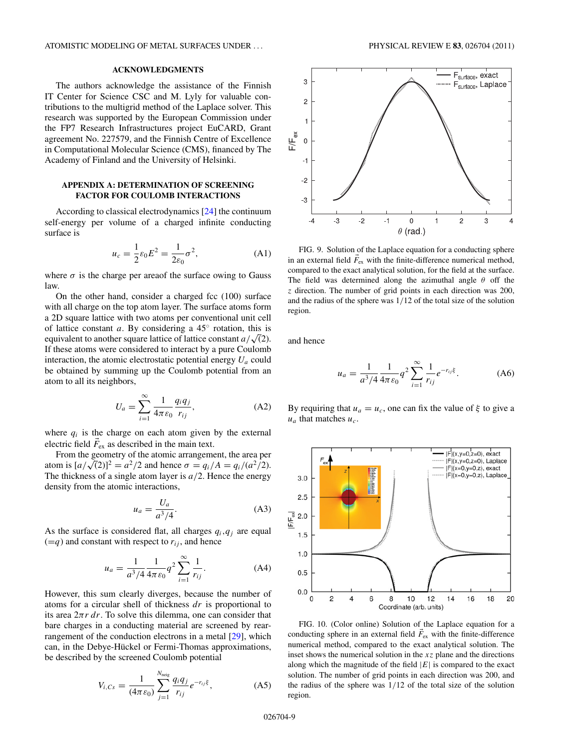## ACKNOWLEDGMENTS

The authors acknowledge the assistance of the Finnish IT Center for Science CSC and M. Lyly for valuable contributions to the multigrid method of the Laplace solver. This research was supported by the European Commission under the FP7 Research Infrastructures project EuCARD, Grant agreement No. 227579, and the Finnish Centre of Excellence in Computational Molecular Science (CMS), financed by The Academy of Finland and the University of Helsinki.

## APPENDIX A: DETERMINATION OF SCREENING FACTOR FOR COULOMB INTERACTIONS

According to classical electrodynamics [24] the continuum self-energy per volume of a charged infinite conducting surface is

$$u_c = \frac{1}{2}\varepsilon_0 E^2 = \frac{1}{2\varepsilon_0}\sigma^2, \tag{A1}$$

where $\sigma$ is the charge per areaof the surface owing to Gauss law.

On the other hand, consider a charged fcc (100) surface with all charge on the top atom layer. The surface atoms form a 2D square lattice with two atoms per conventional unit cell of lattice constant $a$. By considering a 45° rotation, this is equivalent to another square lattice of lattice constant $a/\sqrt(2)$. If these atoms were considered to interact by a pure Coulomb interaction, the atomic electrostatic potential energy $U_a$ could be obtained by summing up the Coulomb potential from an atom to all its neighbors,

$$U_a = \sum_{i=1}^{\infty} \frac{1}{4\pi\varepsilon_0}\frac{q_i q_j}{r_{ij}}, \tag{A2}$$

where $q_i$ is the charge on each atom given by the external electric field $\vec{F}_{\text{ex}}$ as described in the main text.

From the geometry of the atomic arrangement, the area per atom is $[a/\sqrt(2)]^2 = a^2/2$ and hence $\sigma = q_i/A = q_i/(a^2/2)$. The thickness of a single atom layer is $a/2$. Hence the energy density from the atomic interactions.

$$u_a = \frac{U_a}{a^3/4}. \tag{A3}$$

As the surface is considered flat, all charges $q_i$,$q_j$ are equal ($=q$) and constant with respect to $r_{ij}$, and hence

$$u_a = \frac{1}{a^3/4}\frac{1}{4\pi\varepsilon_0}q^2 \sum_{i=1}^{\infty}\frac{1}{r_{ij}}. \tag{A4}$$

However, this sum clearly diverges, because the number of atoms for a circular shell of thickness $dr$ is proportional to its area $2\pi r\, dr$. To solve this dilemma, one can consider that bare charges in a conducting material are screened by rearrangement of the conduction electrons in a metal [29], which can, in the Debye-Hückel or Fermi-Thomas approximations, be described by the screened Coulomb potential

$$V_{i,Cs} = \frac{1}{(4\pi\varepsilon_0)}\sum_{j=1}^{N_{\text{neig}}}\frac{q_i q_j}{r_{ij}}e^{-r_{ij}\xi}, \tag{A5}$$

and hence

$$u_a = \frac{1}{a^3/4}\frac{1}{4\pi\varepsilon_0}q^2\sum_{i=1}^{\infty}\frac{1}{r_{ij}}e^{-r_{ij}\xi}. \tag{A6}$$

By requiring that $u_a = u_c$, one can fix the value of $\xi$ to give a $u_a$ that matches $u_c$.

FIG. 9. Solution of the Laplace equation for a conducting sphere in an external field $\vec{F}_{\text{ex}}$ with the finite-difference numerical method, compared to the exact analytical solution, for the field at the surface. The field was determined along the azimuthal angle $\theta$ off the $z$ direction. The number of grid points in each direction was 200, and the radius of the sphere was 1/12 of the total size of the solution region.

FIG. 10. (Color online) Solution of the Laplace equation for a conducting sphere in an external field $\vec{F}_{\text{ex}}$ with the finite-difference numerical method, compared to the exact analytical solution. The inset shows the numerical solution in the $xz$ plane and the directions along which the magnitude of the field $|E|$ is compared to the exact solution. The number of grid points in each direction was 200, and the radius of the sphere was 1/12 of the total size of the solution region.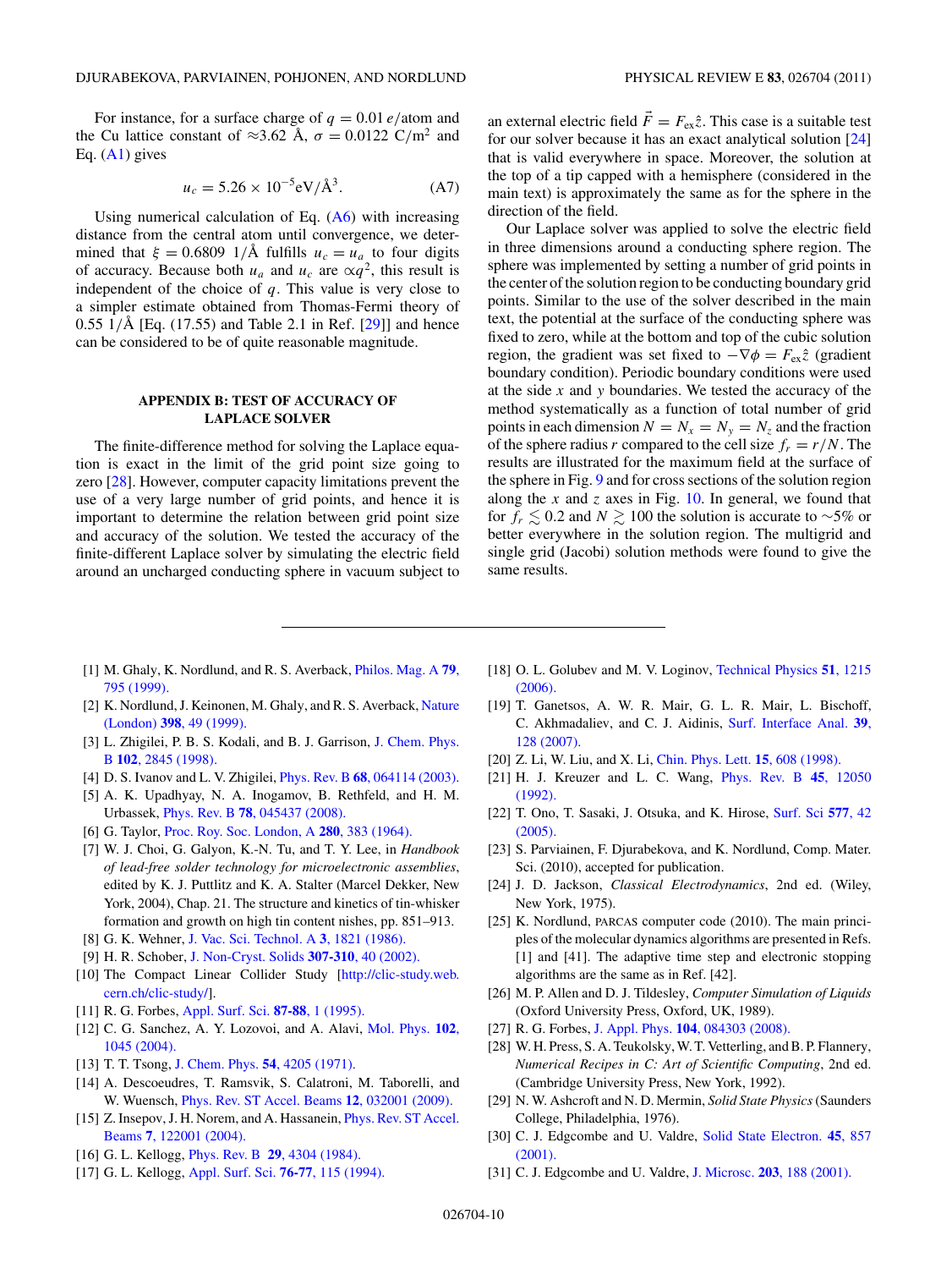For instance, for a surface charge of $q = 0.01\,e$/atom and the Cu lattice constant of $\approx$3.62 Å, $\sigma = 0.0122$ C/m$^2$ and Eq. (A1) gives

$$u_c = 5.26 \times 10^{-5}\text{eV/Å}^3. \tag{A7}$$

Using numerical calculation of Eq. (A6) with increasing distance from the central atom until convergence, we determined that $\xi = 0.6809$ 1/Å fulfills $u_c = u_a$ to four digits of accuracy. Because both $u_a$ and $u_c$ are $\propto q^2$, this result is independent of the choice of $q$. This value is very close to a simpler estimate obtained from Thomas-Fermi theory of 0.55 1/Å [Eq. (17.55) and Table 2.1 in Ref. [29]] and hence can be considered to be of quite reasonable magnitude.

## APPENDIX B: TEST OF ACCURACY OF LAPLACE SOLVER

The finite-difference method for solving the Laplace equation is exact in the limit of the grid point size going to zero [28]. However, computer capacity limitations prevent the use of a very large number of grid points, and hence it is important to determine the relation between grid point size and accuracy of the solution. We tested the accuracy of the finite-different Laplace solver by simulating the electric field around an uncharged conducting sphere in vacuum subject to an external electric field $\vec{F} = F_{\text{ex}}\hat{z}$. This case is a suitable test for our solver because it has an exact analytical solution [24] that is valid everywhere in space. Moreover, the solution at the top of a tip capped with a hemisphere (considered in the main text) is approximately the same as for the sphere in the direction of the field.

Our Laplace solver was applied to solve the electric field in three dimensions around a conducting sphere region. The sphere was implemented by setting a number of grid points in the center of the solution region to be conducting boundary grid points. Similar to the use of the solver described in the main text, the potential at the surface of the conducting sphere was fixed to zero, while at the bottom and top of the cubic solution region, the gradient was set fixed to $-\nabla\phi = F_{\text{ex}}\hat{z}$ (gradient boundary condition). Periodic boundary conditions were used at the side $x$ and $y$ boundaries. We tested the accuracy of the method systematically as a function of total number of grid points in each dimension $N = N_x = N_y = N_z$ and the fraction of the sphere radius $r$ compared to the cell size $f_r = r/N$. The results are illustrated for the maximum field at the surface of the sphere in Fig. 9 and for cross sections of the solution region along the $x$ and $z$ axes in Fig. 10. In general, we found that for $f_r \lesssim 0.2$ and $N \gtrsim 100$ the solution is accurate to $\sim$5% or better everywhere in the solution region. The multigrid and single grid (Jacobi) solution methods were found to give the same results.

---

[1] M. Ghaly, K. Nordlund, and R. S. Averback, Philos. Mag. A **79**, 795 (1999).

[2] K. Nordlund, J. Keinonen, M. Ghaly, and R. S. Averback, Nature (London) **398**, 49 (1999).

[3] L. Zhigilei, P. B. S. Kodali, and B. J. Garrison, J. Chem. Phys. B **102**, 2845 (1998).

[4] D. S. Ivanov and L. V. Zhigilei, Phys. Rev. B **68**, 064114 (2003).

[5] A. K. Upadhyay, N. A. Inogamov, B. Rethfeld, and H. M. Urbassek, Phys. Rev. B **78**, 045437 (2008).

[6] G. Taylor, Proc. Roy. Soc. London, A **280**, 383 (1964).

[7] W. J. Choi, G. Galyon, K.-N. Tu, and T. Y. Lee, in *Handbook of lead-free solder technology for microelectronic assemblies*, edited by K. J. Puttlitz and K. A. Stalter (Marcel Dekker, New York, 2004), Chap. 21. The structure and kinetics of tin-whisker formation and growth on high tin content nishes, pp. 851–913.

[8] G. K. Wehner, J. Vac. Sci. Technol. A **3**, 1821 (1986).

[9] H. R. Schober, J. Non-Cryst. Solids **307-310**, 40 (2002).

[10] The Compact Linear Collider Study [http://clic-study.web.cern.ch/clic-study/].

[11] R. G. Forbes, Appl. Surf. Sci. **87-88**, 1 (1995).

[12] C. G. Sanchez, A. Y. Lozovoi, and A. Alavi, Mol. Phys. **102**, 1045 (2004).

[13] T. T. Tsong, J. Chem. Phys. **54**, 4205 (1971).

[14] A. Descoeudres, T. Ramsvik, S. Calatroni, M. Taborelli, and W. Wuensch, Phys. Rev. ST Accel. Beams **12**, 032001 (2009).

[15] Z. Insepov, J. H. Norem, and A. Hassanein, Phys. Rev. ST Accel. Beams **7**, 122001 (2004).

[16] G. L. Kellogg, Phys. Rev. B **29**, 4304 (1984).

[17] G. L. Kellogg, Appl. Surf. Sci. **76-77**, 115 (1994).

[18] O. L. Golubev and M. V. Loginov, Technical Physics **51**, 1215 (2006).

[19] T. Ganetsos, A. W. R. Mair, G. L. R. Mair, L. Bischoff, C. Akhmadaliev, and C. J. Aidinis, Surf. Interface Anal. **39**, 128 (2007).

[20] Z. Li, W. Liu, and X. Li, Chin. Phys. Lett. **15**, 608 (1998).

[21] H. J. Kreuzer and L. C. Wang, Phys. Rev. B **45**, 12050 (1992).

[22] T. Ono, T. Sasaki, J. Otsuka, and K. Hirose, Surf. Sci **577**, 42 (2005).

[23] S. Parviainen, F. Djurabekova, and K. Nordlund, Comp. Mater. Sci. (2010), accepted for publication.

[24] J. D. Jackson, *Classical Electrodynamics*, 2nd ed. (Wiley, New York, 1975).

[25] K. Nordlund, PARCAS computer code (2010). The main principles of the molecular dynamics algorithms are presented in Refs. [1] and [41]. The adaptive time step and electronic stopping algorithms are the same as in Ref. [42].

[26] M. P. Allen and D. J. Tildesley, *Computer Simulation of Liquids* (Oxford University Press, Oxford, UK, 1989).

[27] R. G. Forbes, J. Appl. Phys. **104**, 084303 (2008).

[28] W. H. Press, S. A. Teukolsky, W. T. Vetterling, and B. P. Flannery, *Numerical Recipes in C: Art of Scientific Computing*, 2nd ed. (Cambridge University Press, New York, 1992).

[29] N. W. Ashcroft and N. D. Mermin, *Solid State Physics* (Saunders College, Philadelphia, 1976).

[30] C. J. Edgcombe and U. Valdre, Solid State Electron. **45**, 857 (2001).

[31] C. J. Edgcombe and U. Valdre, J. Microsc. **203**, 188 (2001).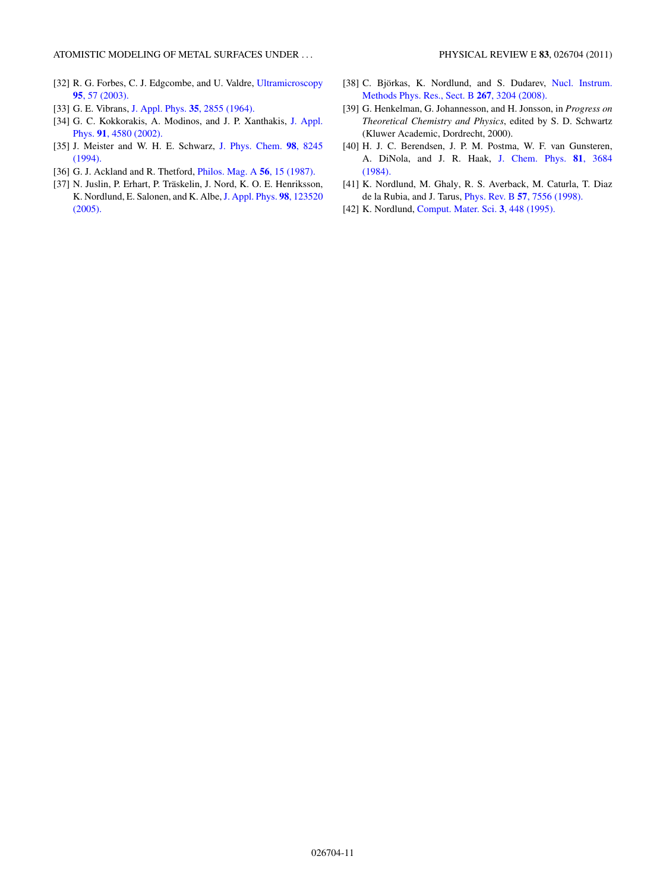[32] R. G. Forbes, C. J. Edgcombe, and U. Valdre, Ultramicroscopy **95**, 57 (2003).

[33] G. E. Vibrans, J. Appl. Phys. **35**, 2855 (1964).

[34] G. C. Kokkorakis, A. Modinos, and J. P. Xanthakis, J. Appl. Phys. **91**, 4580 (2002).

[35] J. Meister and W. H. E. Schwarz, J. Phys. Chem. **98**, 8245 (1994).

[36] G. J. Ackland and R. Thetford, Philos. Mag. A **56**, 15 (1987).

[37] N. Juslin, P. Erhart, P. Träskelin, J. Nord, K. O. E. Henriksson, K. Nordlund, E. Salonen, and K. Albe, J. Appl. Phys. **98**, 123520 (2005).

[38] C. Björkas, K. Nordlund, and S. Dudarev, Nucl. Instrum. Methods Phys. Res., Sect. B **267**, 3204 (2008).

[39] G. Henkelman, G. Johannesson, and H. Jonsson, in *Progress on Theoretical Chemistry and Physics*, edited by S. D. Schwartz (Kluwer Academic, Dordrecht, 2000).

[40] H. J. C. Berendsen, J. P. M. Postma, W. F. van Gunsteren, A. DiNola, and J. R. Haak, J. Chem. Phys. **81**, 3684 (1984).

[41] K. Nordlund, M. Ghaly, R. S. Averback, M. Caturla, T. Diaz de la Rubia, and J. Tarus, Phys. Rev. B **57**, 7556 (1998).

[42] K. Nordlund, Comput. Mater. Sci. **3**, 448 (1995).